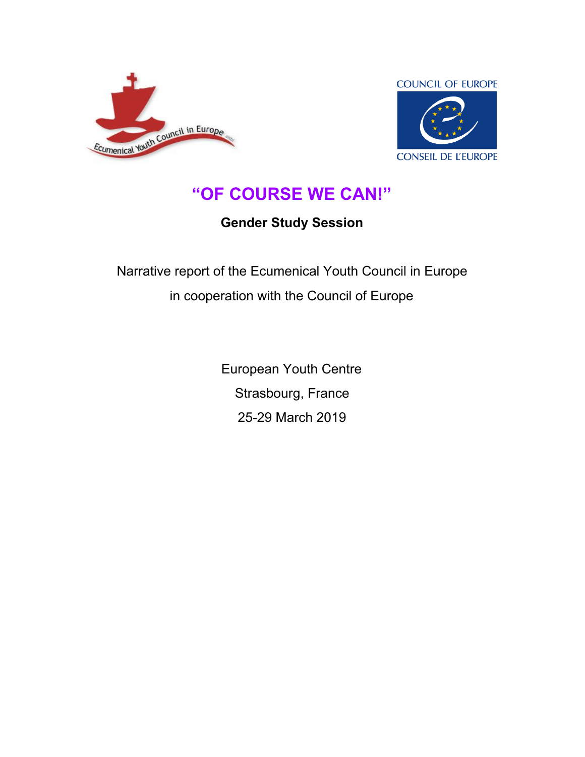# "OF COURSE WE CAN!"

**Gender Study Session**

Narrative report of the Ecumenical Youth Council in Europe

in cooperation with the Council of Europe

European Youth Centre

Strasbourg, France

25-29 March 2019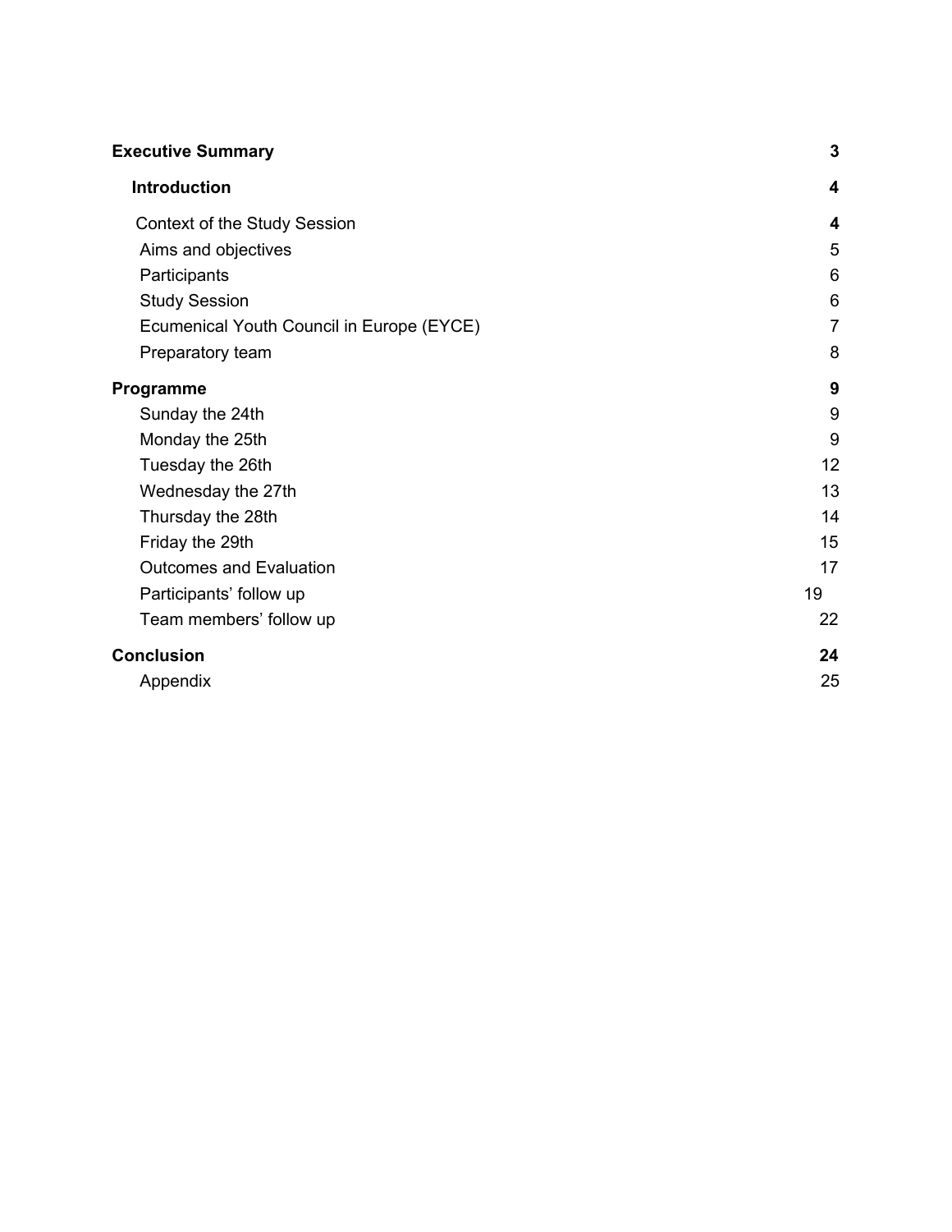| | |
|---|---|
| **Executive Summary** | **3** |
| **Introduction** | **4** |
| Context of the Study Session | 4 |
| Aims and objectives | 5 |
| Participants | 6 |
| Study Session | 6 |
| Ecumenical Youth Council in Europe (EYCE) | 7 |
| Preparatory team | 8 |
| **Programme** | **9** |
| Sunday the 24th | 9 |
| Monday the 25th | 9 |
| Tuesday the 26th | 12 |
| Wednesday the 27th | 13 |
| Thursday the 28th | 14 |
| Friday the 29th | 15 |
| Outcomes and Evaluation | 17 |
| Participants' follow up | 19 |
| Team members' follow up | 22 |
| **Conclusion** | **24** |
| Appendix | 25 |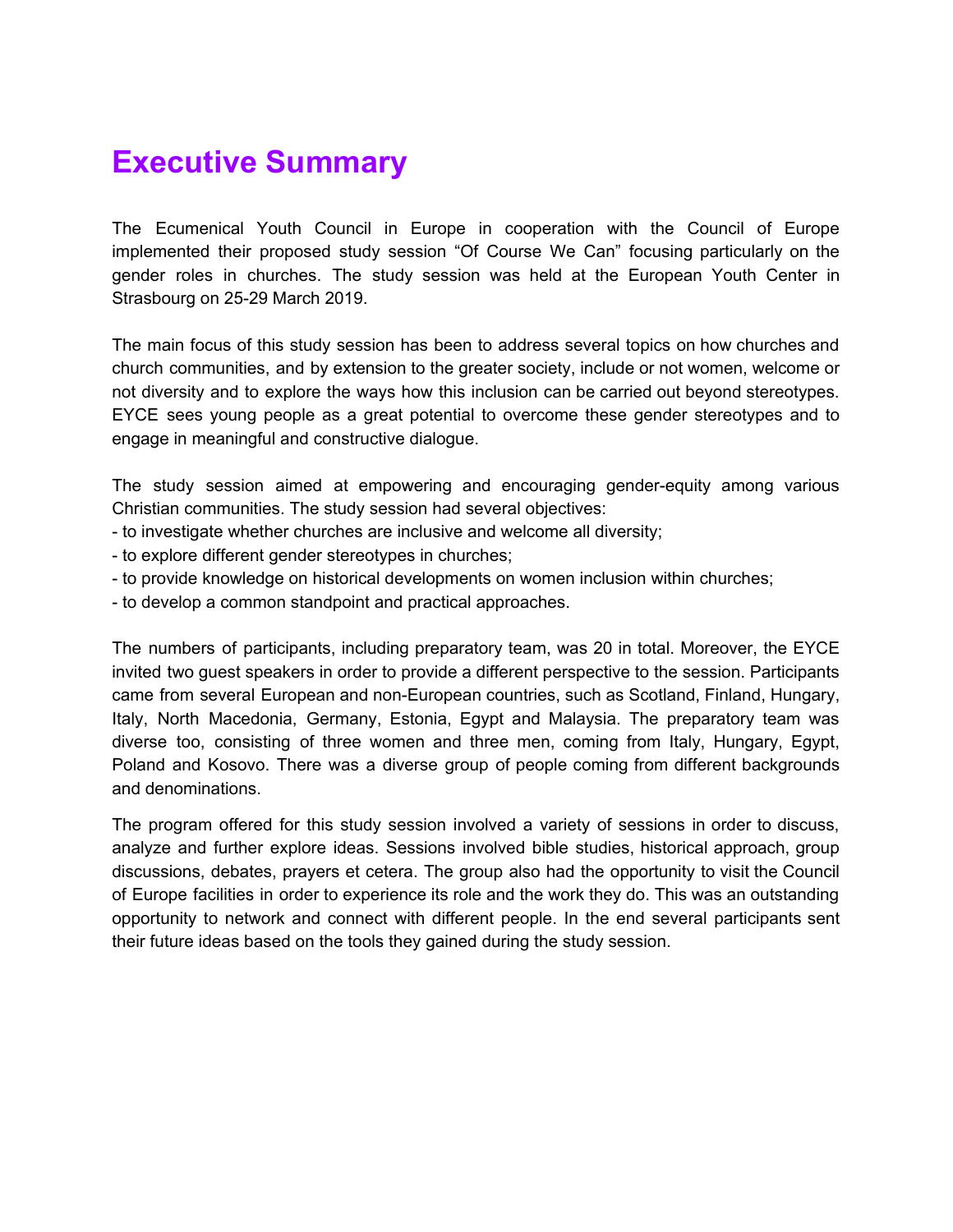# Executive Summary

The Ecumenical Youth Council in Europe in cooperation with the Council of Europe implemented their proposed study session "Of Course We Can" focusing particularly on the gender roles in churches. The study session was held at the European Youth Center in Strasbourg on 25-29 March 2019.

The main focus of this study session has been to address several topics on how churches and church communities, and by extension to the greater society, include or not women, welcome or not diversity and to explore the ways how this inclusion can be carried out beyond stereotypes. EYCE sees young people as a great potential to overcome these gender stereotypes and to engage in meaningful and constructive dialogue.

The study session aimed at empowering and encouraging gender-equity among various Christian communities. The study session had several objectives:

- to investigate whether churches are inclusive and welcome all diversity;
- to explore different gender stereotypes in churches;
- to provide knowledge on historical developments on women inclusion within churches;
- to develop a common standpoint and practical approaches.

The numbers of participants, including preparatory team, was 20 in total. Moreover, the EYCE invited two guest speakers in order to provide a different perspective to the session. Participants came from several European and non-European countries, such as Scotland, Finland, Hungary, Italy, North Macedonia, Germany, Estonia, Egypt and Malaysia. The preparatory team was diverse too, consisting of three women and three men, coming from Italy, Hungary, Egypt, Poland and Kosovo. There was a diverse group of people coming from different backgrounds and denominations.

The program offered for this study session involved a variety of sessions in order to discuss, analyze and further explore ideas. Sessions involved bible studies, historical approach, group discussions, debates, prayers et cetera. The group also had the opportunity to visit the Council of Europe facilities in order to experience its role and the work they do. This was an outstanding opportunity to network and connect with different people. In the end several participants sent their future ideas based on the tools they gained during the study session.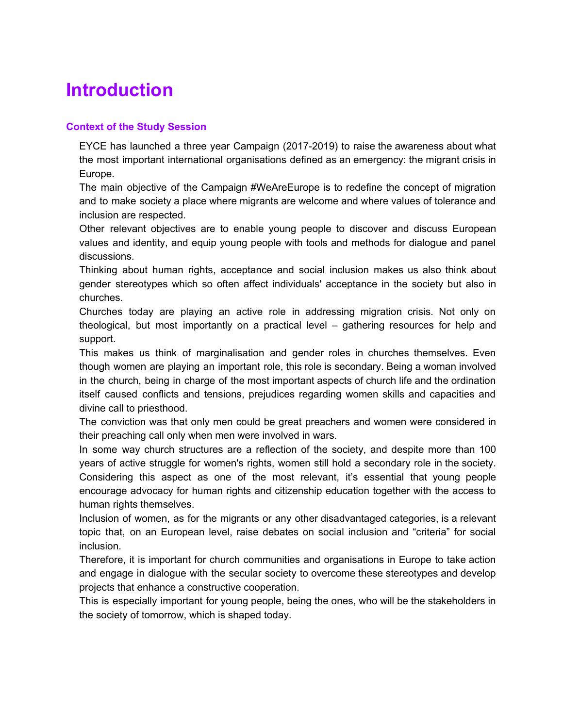# Introduction

### Context of the Study Session

EYCE has launched a three year Campaign (2017-2019) to raise the awareness about what the most important international organisations defined as an emergency: the migrant crisis in Europe.

The main objective of the Campaign #WeAreEurope is to redefine the concept of migration and to make society a place where migrants are welcome and where values of tolerance and inclusion are respected.

Other relevant objectives are to enable young people to discover and discuss European values and identity, and equip young people with tools and methods for dialogue and panel discussions.

Thinking about human rights, acceptance and social inclusion makes us also think about gender stereotypes which so often affect individuals' acceptance in the society but also in churches.

Churches today are playing an active role in addressing migration crisis. Not only on theological, but most importantly on a practical level – gathering resources for help and support.

This makes us think of marginalisation and gender roles in churches themselves. Even though women are playing an important role, this role is secondary. Being a woman involved in the church, being in charge of the most important aspects of church life and the ordination itself caused conflicts and tensions, prejudices regarding women skills and capacities and divine call to priesthood.

The conviction was that only men could be great preachers and women were considered in their preaching call only when men were involved in wars.

In some way church structures are a reflection of the society, and despite more than 100 years of active struggle for women's rights, women still hold a secondary role in the society. Considering this aspect as one of the most relevant, it's essential that young people encourage advocacy for human rights and citizenship education together with the access to human rights themselves.

Inclusion of women, as for the migrants or any other disadvantaged categories, is a relevant topic that, on an European level, raise debates on social inclusion and "criteria" for social inclusion.

Therefore, it is important for church communities and organisations in Europe to take action and engage in dialogue with the secular society to overcome these stereotypes and develop projects that enhance a constructive cooperation.

This is especially important for young people, being the ones, who will be the stakeholders in the society of tomorrow, which is shaped today.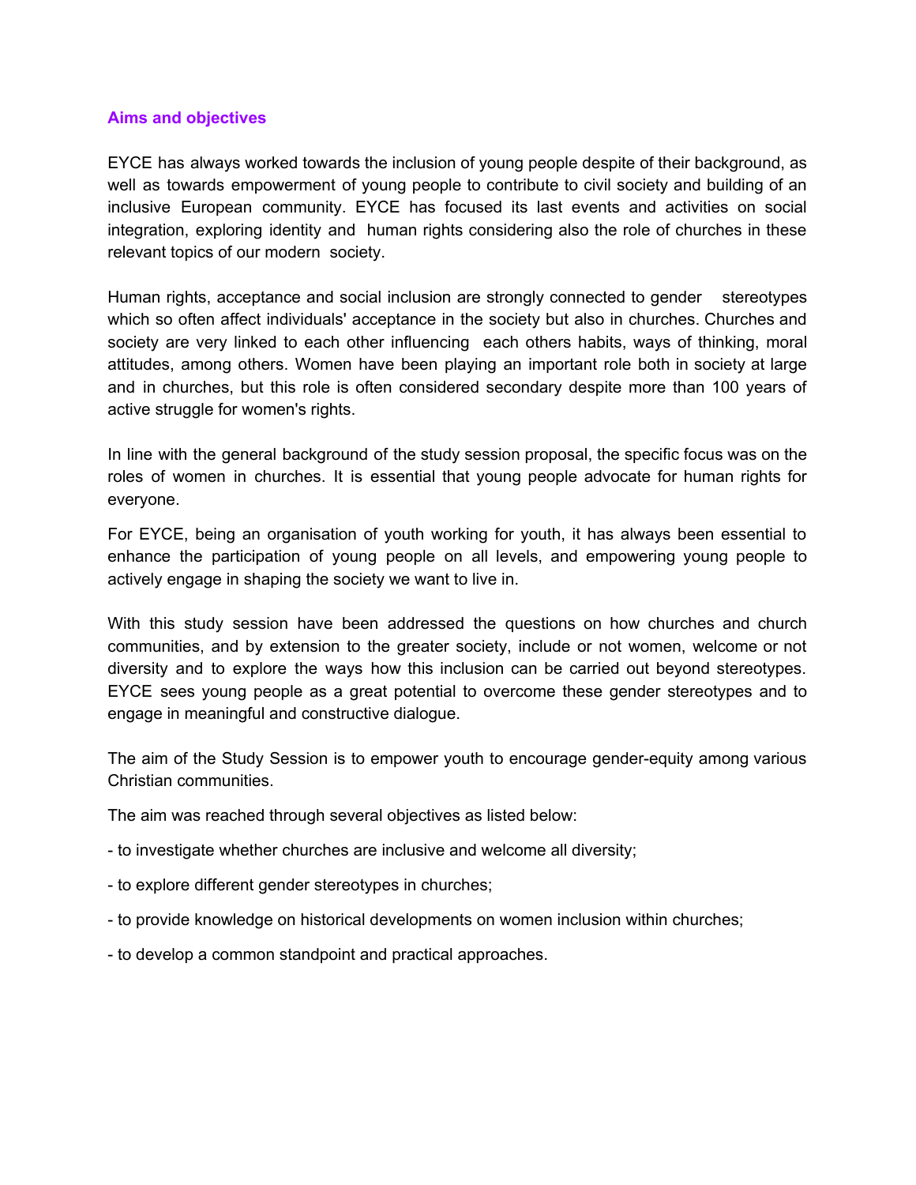## Aims and objectives

EYCE has always worked towards the inclusion of young people despite of their background, as well as towards empowerment of young people to contribute to civil society and building of an inclusive European community. EYCE has focused its last events and activities on social integration, exploring identity and human rights considering also the role of churches in these relevant topics of our modern society.

Human rights, acceptance and social inclusion are strongly connected to gender stereotypes which so often affect individuals' acceptance in the society but also in churches. Churches and society are very linked to each other influencing each others habits, ways of thinking, moral attitudes, among others. Women have been playing an important role both in society at large and in churches, but this role is often considered secondary despite more than 100 years of active struggle for women's rights.

In line with the general background of the study session proposal, the specific focus was on the roles of women in churches. It is essential that young people advocate for human rights for everyone.

For EYCE, being an organisation of youth working for youth, it has always been essential to enhance the participation of young people on all levels, and empowering young people to actively engage in shaping the society we want to live in.

With this study session have been addressed the questions on how churches and church communities, and by extension to the greater society, include or not women, welcome or not diversity and to explore the ways how this inclusion can be carried out beyond stereotypes. EYCE sees young people as a great potential to overcome these gender stereotypes and to engage in meaningful and constructive dialogue.

The aim of the Study Session is to empower youth to encourage gender-equity among various Christian communities.

The aim was reached through several objectives as listed below:

- to investigate whether churches are inclusive and welcome all diversity;
- to explore different gender stereotypes in churches;
- to provide knowledge on historical developments on women inclusion within churches;
- to develop a common standpoint and practical approaches.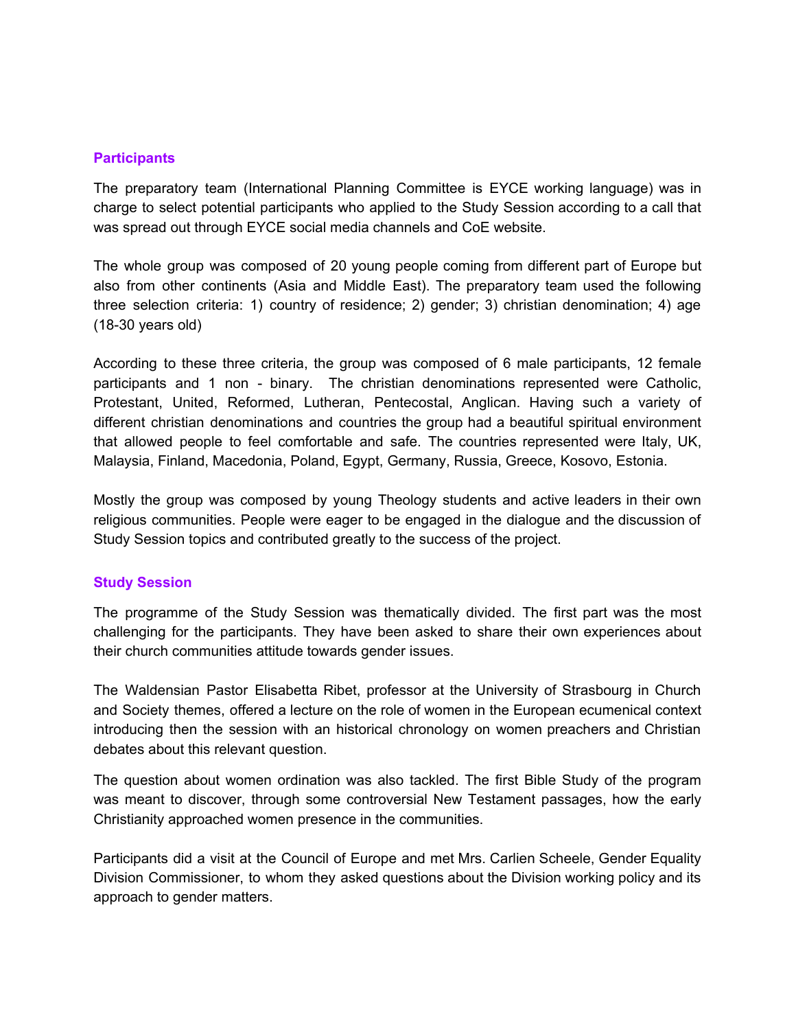### Participants

The preparatory team (International Planning Committee is EYCE working language) was in charge to select potential participants who applied to the Study Session according to a call that was spread out through EYCE social media channels and CoE website.

The whole group was composed of 20 young people coming from different part of Europe but also from other continents (Asia and Middle East). The preparatory team used the following three selection criteria: 1) country of residence; 2) gender; 3) christian denomination; 4) age (18-30 years old)

According to these three criteria, the group was composed of 6 male participants, 12 female participants and 1 non - binary. The christian denominations represented were Catholic, Protestant, United, Reformed, Lutheran, Pentecostal, Anglican. Having such a variety of different christian denominations and countries the group had a beautiful spiritual environment that allowed people to feel comfortable and safe. The countries represented were Italy, UK, Malaysia, Finland, Macedonia, Poland, Egypt, Germany, Russia, Greece, Kosovo, Estonia.

Mostly the group was composed by young Theology students and active leaders in their own religious communities. People were eager to be engaged in the dialogue and the discussion of Study Session topics and contributed greatly to the success of the project.

### Study Session

The programme of the Study Session was thematically divided. The first part was the most challenging for the participants. They have been asked to share their own experiences about their church communities attitude towards gender issues.

The Waldensian Pastor Elisabetta Ribet, professor at the University of Strasbourg in Church and Society themes, offered a lecture on the role of women in the European ecumenical context introducing then the session with an historical chronology on women preachers and Christian debates about this relevant question.

The question about women ordination was also tackled. The first Bible Study of the program was meant to discover, through some controversial New Testament passages, how the early Christianity approached women presence in the communities.

Participants did a visit at the Council of Europe and met Mrs. Carlien Scheele, Gender Equality Division Commissioner, to whom they asked questions about the Division working policy and its approach to gender matters.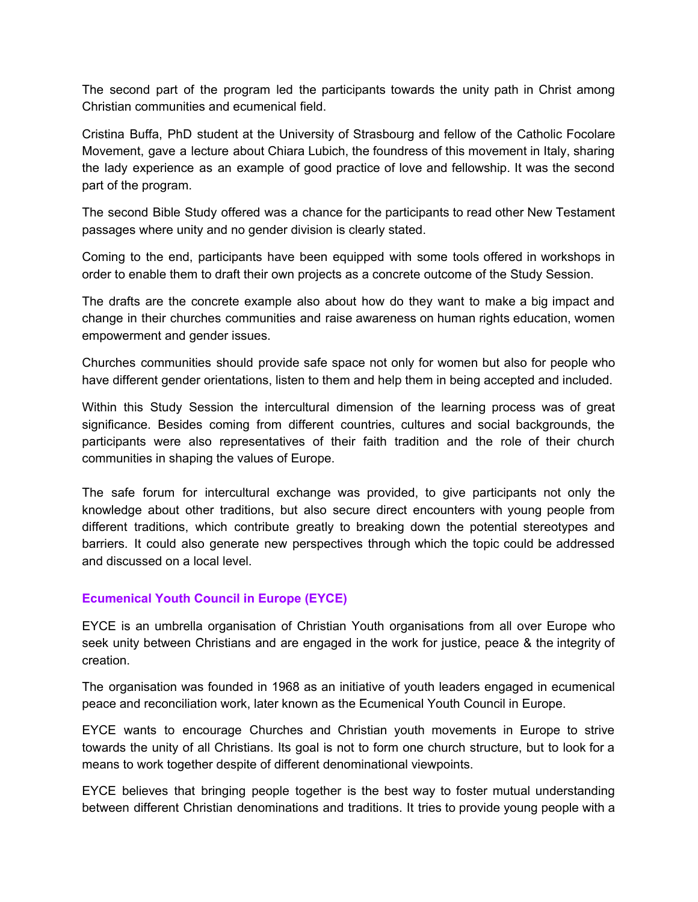The second part of the program led the participants towards the unity path in Christ among Christian communities and ecumenical field.

Cristina Buffa, PhD student at the University of Strasbourg and fellow of the Catholic Focolare Movement, gave a lecture about Chiara Lubich, the foundress of this movement in Italy, sharing the lady experience as an example of good practice of love and fellowship. It was the second part of the program.

The second Bible Study offered was a chance for the participants to read other New Testament passages where unity and no gender division is clearly stated.

Coming to the end, participants have been equipped with some tools offered in workshops in order to enable them to draft their own projects as a concrete outcome of the Study Session.

The drafts are the concrete example also about how do they want to make a big impact and change in their churches communities and raise awareness on human rights education, women empowerment and gender issues.

Churches communities should provide safe space not only for women but also for people who have different gender orientations, listen to them and help them in being accepted and included.

Within this Study Session the intercultural dimension of the learning process was of great significance. Besides coming from different countries, cultures and social backgrounds, the participants were also representatives of their faith tradition and the role of their church communities in shaping the values of Europe.

The safe forum for intercultural exchange was provided, to give participants not only the knowledge about other traditions, but also secure direct encounters with young people from different traditions, which contribute greatly to breaking down the potential stereotypes and barriers. It could also generate new perspectives through which the topic could be addressed and discussed on a local level.

## Ecumenical Youth Council in Europe (EYCE)

EYCE is an umbrella organisation of Christian Youth organisations from all over Europe who seek unity between Christians and are engaged in the work for justice, peace & the integrity of creation.

The organisation was founded in 1968 as an initiative of youth leaders engaged in ecumenical peace and reconciliation work, later known as the Ecumenical Youth Council in Europe.

EYCE wants to encourage Churches and Christian youth movements in Europe to strive towards the unity of all Christians. Its goal is not to form one church structure, but to look for a means to work together despite of different denominational viewpoints.

EYCE believes that bringing people together is the best way to foster mutual understanding between different Christian denominations and traditions. It tries to provide young people with a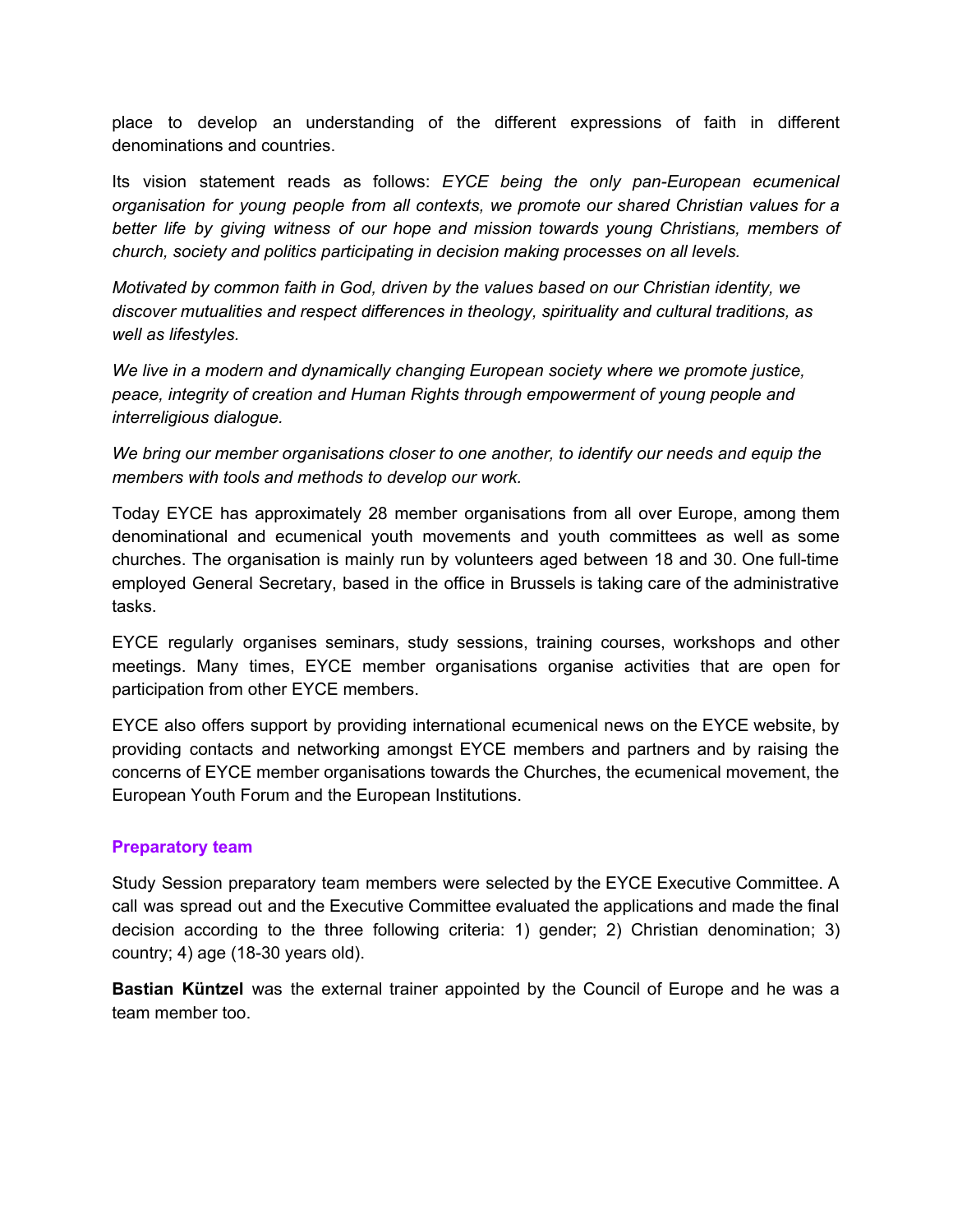place to develop an understanding of the different expressions of faith in different denominations and countries.

Its vision statement reads as follows: *EYCE being the only pan-European ecumenical organisation for young people from all contexts, we promote our shared Christian values for a better life by giving witness of our hope and mission towards young Christians, members of church, society and politics participating in decision making processes on all levels.*

*Motivated by common faith in God, driven by the values based on our Christian identity, we discover mutualities and respect differences in theology, spirituality and cultural traditions, as well as lifestyles.*

*We live in a modern and dynamically changing European society where we promote justice, peace, integrity of creation and Human Rights through empowerment of young people and interreligious dialogue.*

*We bring our member organisations closer to one another, to identify our needs and equip the members with tools and methods to develop our work.*

Today EYCE has approximately 28 member organisations from all over Europe, among them denominational and ecumenical youth movements and youth committees as well as some churches. The organisation is mainly run by volunteers aged between 18 and 30. One full-time employed General Secretary, based in the office in Brussels is taking care of the administrative tasks.

EYCE regularly organises seminars, study sessions, training courses, workshops and other meetings. Many times, EYCE member organisations organise activities that are open for participation from other EYCE members.

EYCE also offers support by providing international ecumenical news on the EYCE website, by providing contacts and networking amongst EYCE members and partners and by raising the concerns of EYCE member organisations towards the Churches, the ecumenical movement, the European Youth Forum and the European Institutions.

### Preparatory team

Study Session preparatory team members were selected by the EYCE Executive Committee. A call was spread out and the Executive Committee evaluated the applications and made the final decision according to the three following criteria: 1) gender; 2) Christian denomination; 3) country; 4) age (18-30 years old).

**Bastian Küntzel** was the external trainer appointed by the Council of Europe and he was a team member too.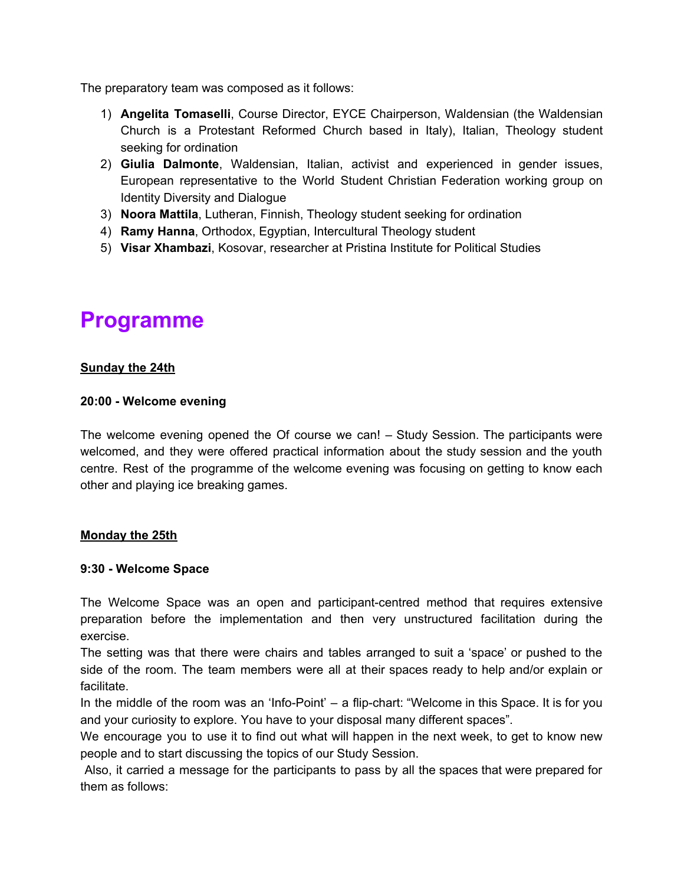The preparatory team was composed as it follows:

1) **Angelita Tomaselli**, Course Director, EYCE Chairperson, Waldensian (the Waldensian Church is a Protestant Reformed Church based in Italy), Italian, Theology student seeking for ordination
2) **Giulia Dalmonte**, Waldensian, Italian, activist and experienced in gender issues, European representative to the World Student Christian Federation working group on Identity Diversity and Dialogue
3) **Noora Mattila**, Lutheran, Finnish, Theology student seeking for ordination
4) **Ramy Hanna**, Orthodox, Egyptian, Intercultural Theology student
5) **Visar Xhambazi**, Kosovar, researcher at Pristina Institute for Political Studies

# Programme

**Sunday the 24th**

**20:00 - Welcome evening**

The welcome evening opened the Of course we can! – Study Session. The participants were welcomed, and they were offered practical information about the study session and the youth centre. Rest of the programme of the welcome evening was focusing on getting to know each other and playing ice breaking games.

**Monday the 25th**

**9:30 - Welcome Space**

The Welcome Space was an open and participant-centred method that requires extensive preparation before the implementation and then very unstructured facilitation during the exercise.
The setting was that there were chairs and tables arranged to suit a 'space' or pushed to the side of the room. The team members were all at their spaces ready to help and/or explain or facilitate.
In the middle of the room was an 'Info-Point' – a flip-chart: "Welcome in this Space. It is for you and your curiosity to explore. You have to your disposal many different spaces".
We encourage you to use it to find out what will happen in the next week, to get to know new people and to start discussing the topics of our Study Session.
Also, it carried a message for the participants to pass by all the spaces that were prepared for them as follows: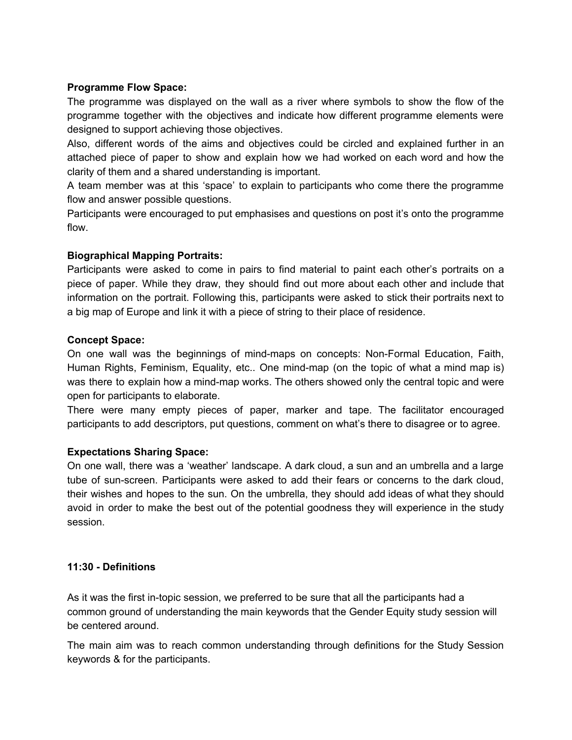**Programme Flow Space:**

The programme was displayed on the wall as a river where symbols to show the flow of the programme together with the objectives and indicate how different programme elements were designed to support achieving those objectives.

Also, different words of the aims and objectives could be circled and explained further in an attached piece of paper to show and explain how we had worked on each word and how the clarity of them and a shared understanding is important.

A team member was at this 'space' to explain to participants who come there the programme flow and answer possible questions.

Participants were encouraged to put emphasises and questions on post it's onto the programme flow.

**Biographical Mapping Portraits:**

Participants were asked to come in pairs to find material to paint each other's portraits on a piece of paper. While they draw, they should find out more about each other and include that information on the portrait. Following this, participants were asked to stick their portraits next to a big map of Europe and link it with a piece of string to their place of residence.

**Concept Space:**

On one wall was the beginnings of mind-maps on concepts: Non-Formal Education, Faith, Human Rights, Feminism, Equality, etc.. One mind-map (on the topic of what a mind map is) was there to explain how a mind-map works. The others showed only the central topic and were open for participants to elaborate.

There were many empty pieces of paper, marker and tape. The facilitator encouraged participants to add descriptors, put questions, comment on what's there to disagree or to agree.

**Expectations Sharing Space:**

On one wall, there was a 'weather' landscape. A dark cloud, a sun and an umbrella and a large tube of sun-screen. Participants were asked to add their fears or concerns to the dark cloud, their wishes and hopes to the sun. On the umbrella, they should add ideas of what they should avoid in order to make the best out of the potential goodness they will experience in the study session.

**11:30 - Definitions**

As it was the first in-topic session, we preferred to be sure that all the participants had a common ground of understanding the main keywords that the Gender Equity study session will be centered around.

The main aim was to reach common understanding through definitions for the Study Session keywords & for the participants.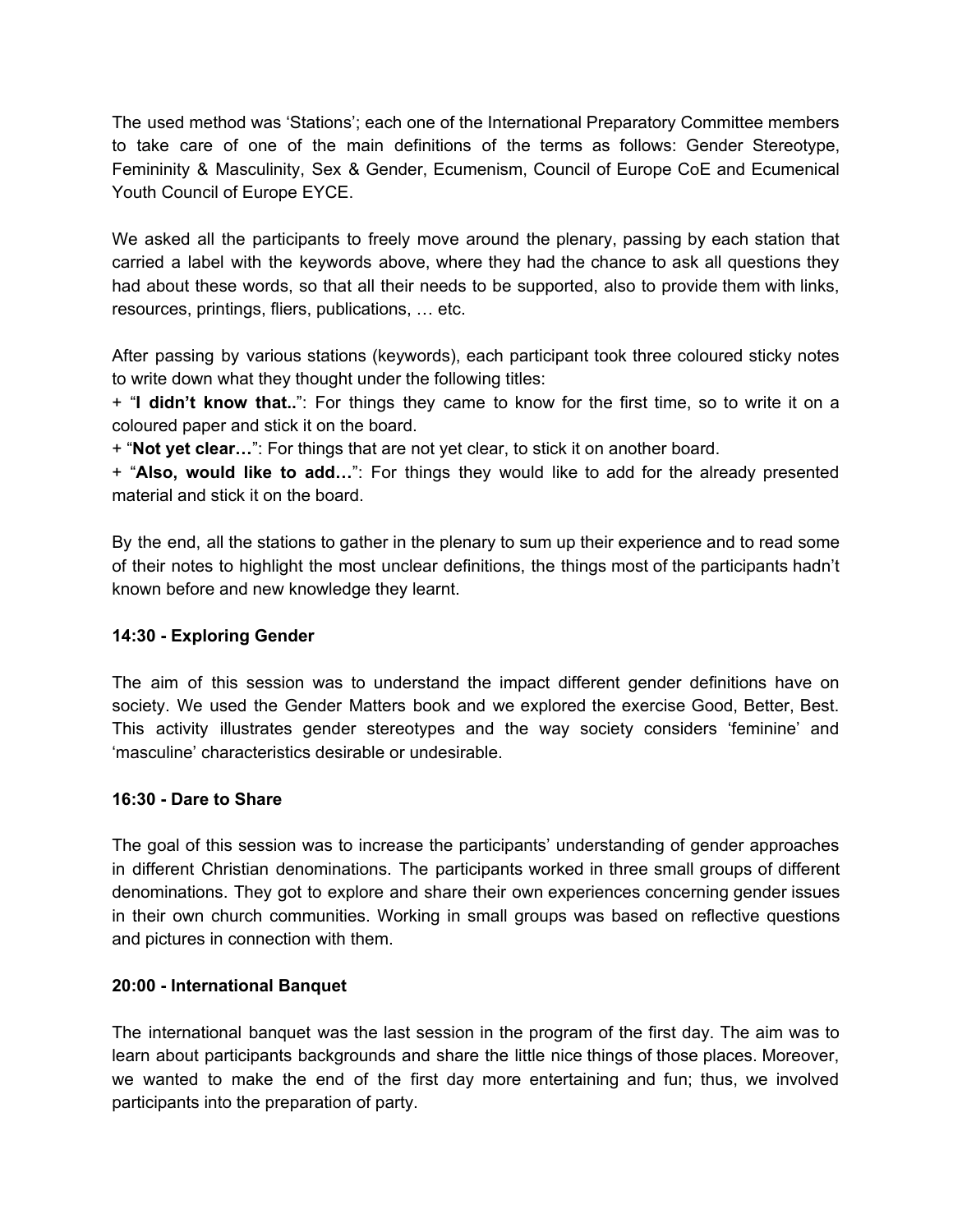The used method was 'Stations'; each one of the International Preparatory Committee members to take care of one of the main definitions of the terms as follows: Gender Stereotype, Femininity & Masculinity, Sex & Gender, Ecumenism, Council of Europe CoE and Ecumenical Youth Council of Europe EYCE.

We asked all the participants to freely move around the plenary, passing by each station that carried a label with the keywords above, where they had the chance to ask all questions they had about these words, so that all their needs to be supported, also to provide them with links, resources, printings, fliers, publications, … etc.

After passing by various stations (keywords), each participant took three coloured sticky notes to write down what they thought under the following titles:

+ "**I didn't know that..**": For things they came to know for the first time, so to write it on a coloured paper and stick it on the board.

+ "**Not yet clear…**": For things that are not yet clear, to stick it on another board.

+ "**Also, would like to add…**": For things they would like to add for the already presented material and stick it on the board.

By the end, all the stations to gather in the plenary to sum up their experience and to read some of their notes to highlight the most unclear definitions, the things most of the participants hadn't known before and new knowledge they learnt.

**14:30 - Exploring Gender**

The aim of this session was to understand the impact different gender definitions have on society. We used the Gender Matters book and we explored the exercise Good, Better, Best. This activity illustrates gender stereotypes and the way society considers 'feminine' and 'masculine' characteristics desirable or undesirable.

**16:30 - Dare to Share**

The goal of this session was to increase the participants' understanding of gender approaches in different Christian denominations. The participants worked in three small groups of different denominations. They got to explore and share their own experiences concerning gender issues in their own church communities. Working in small groups was based on reflective questions and pictures in connection with them.

**20:00 - International Banquet**

The international banquet was the last session in the program of the first day. The aim was to learn about participants backgrounds and share the little nice things of those places. Moreover, we wanted to make the end of the first day more entertaining and fun; thus, we involved participants into the preparation of party.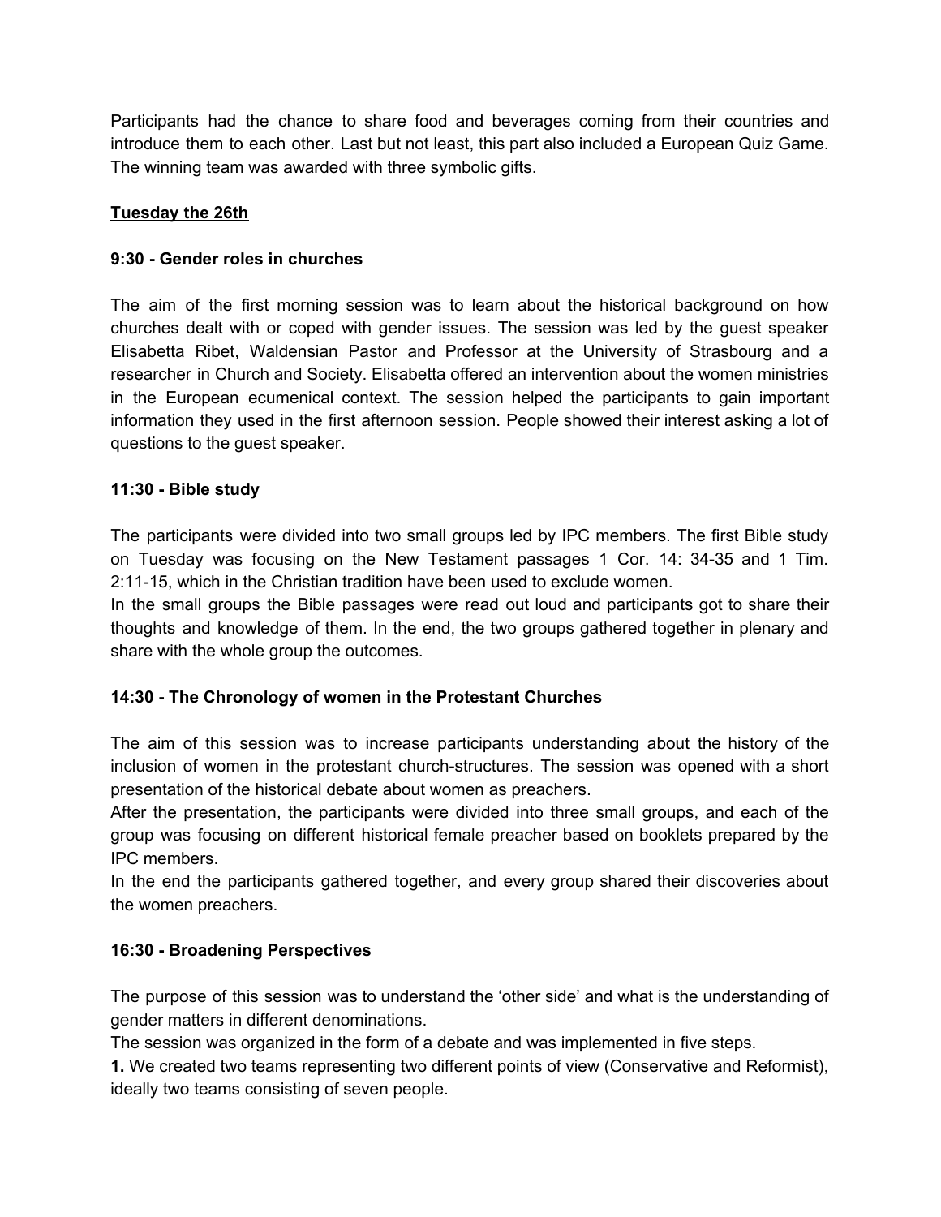Participants had the chance to share food and beverages coming from their countries and introduce them to each other. Last but not least, this part also included a European Quiz Game. The winning team was awarded with three symbolic gifts.

**Tuesday the 26th**

**9:30 - Gender roles in churches**

The aim of the first morning session was to learn about the historical background on how churches dealt with or coped with gender issues. The session was led by the guest speaker Elisabetta Ribet, Waldensian Pastor and Professor at the University of Strasbourg and a researcher in Church and Society. Elisabetta offered an intervention about the women ministries in the European ecumenical context. The session helped the participants to gain important information they used in the first afternoon session. People showed their interest asking a lot of questions to the guest speaker.

**11:30 - Bible study**

The participants were divided into two small groups led by IPC members. The first Bible study on Tuesday was focusing on the New Testament passages 1 Cor. 14: 34-35 and 1 Tim. 2:11-15, which in the Christian tradition have been used to exclude women.

In the small groups the Bible passages were read out loud and participants got to share their thoughts and knowledge of them. In the end, the two groups gathered together in plenary and share with the whole group the outcomes.

**14:30 - The Chronology of women in the Protestant Churches**

The aim of this session was to increase participants understanding about the history of the inclusion of women in the protestant church-structures. The session was opened with a short presentation of the historical debate about women as preachers.

After the presentation, the participants were divided into three small groups, and each of the group was focusing on different historical female preacher based on booklets prepared by the IPC members.

In the end the participants gathered together, and every group shared their discoveries about the women preachers.

**16:30 - Broadening Perspectives**

The purpose of this session was to understand the 'other side' and what is the understanding of gender matters in different denominations.

The session was organized in the form of a debate and was implemented in five steps.

**1.** We created two teams representing two different points of view (Conservative and Reformist), ideally two teams consisting of seven people.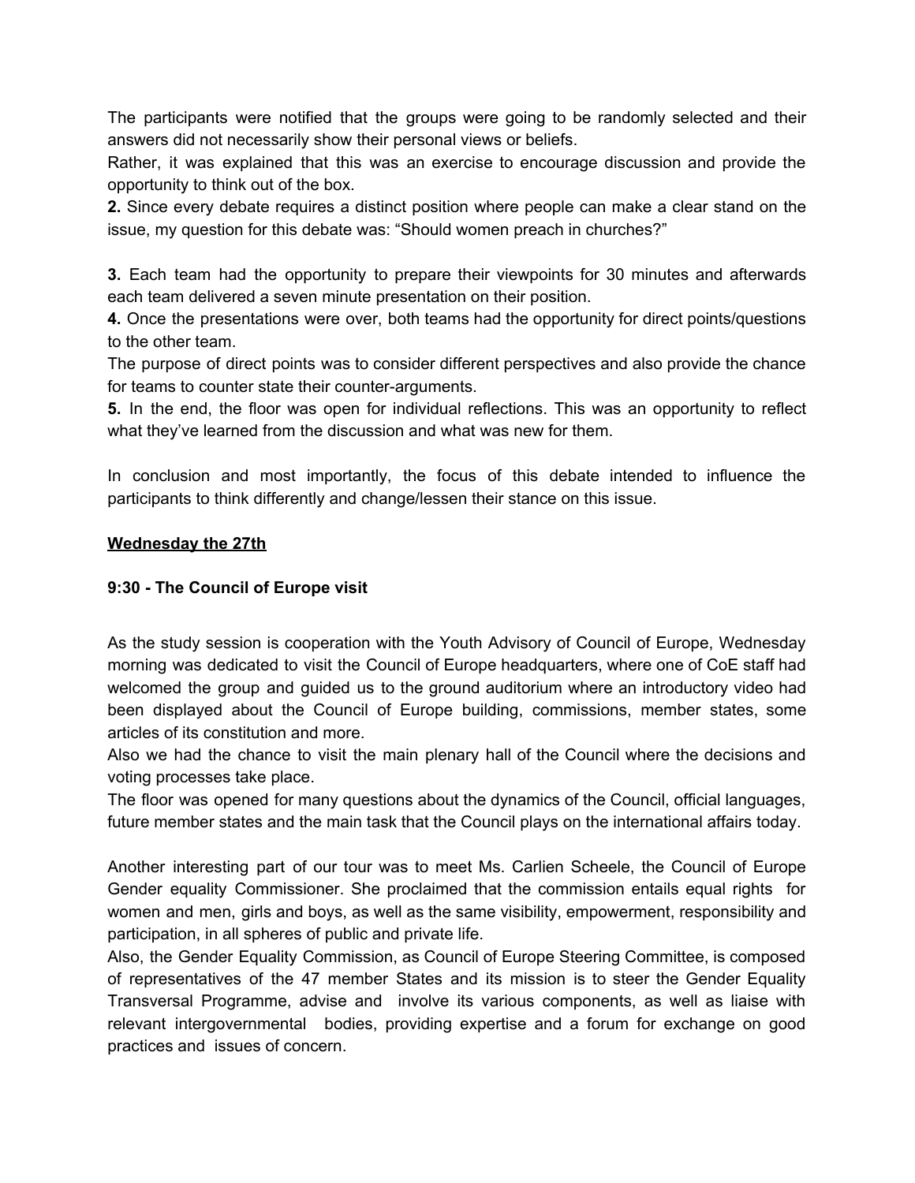The participants were notified that the groups were going to be randomly selected and their answers did not necessarily show their personal views or beliefs.
Rather, it was explained that this was an exercise to encourage discussion and provide the opportunity to think out of the box.

**2.** Since every debate requires a distinct position where people can make a clear stand on the issue, my question for this debate was: "Should women preach in churches?"

**3.** Each team had the opportunity to prepare their viewpoints for 30 minutes and afterwards each team delivered a seven minute presentation on their position.

**4.** Once the presentations were over, both teams had the opportunity for direct points/questions to the other team.
The purpose of direct points was to consider different perspectives and also provide the chance for teams to counter state their counter-arguments.

**5.** In the end, the floor was open for individual reflections. This was an opportunity to reflect what they've learned from the discussion and what was new for them.

In conclusion and most importantly, the focus of this debate intended to influence the participants to think differently and change/lessen their stance on this issue.

**<u>Wednesday the 27th</u>**

**9:30 - The Council of Europe visit**

As the study session is cooperation with the Youth Advisory of Council of Europe, Wednesday morning was dedicated to visit the Council of Europe headquarters, where one of CoE staff had welcomed the group and guided us to the ground auditorium where an introductory video had been displayed about the Council of Europe building, commissions, member states, some articles of its constitution and more.
Also we had the chance to visit the main plenary hall of the Council where the decisions and voting processes take place.
The floor was opened for many questions about the dynamics of the Council, official languages, future member states and the main task that the Council plays on the international affairs today.

Another interesting part of our tour was to meet Ms. Carlien Scheele, the Council of Europe Gender equality Commissioner. She proclaimed that the commission entails equal rights for women and men, girls and boys, as well as the same visibility, empowerment, responsibility and participation, in all spheres of public and private life.
Also, the Gender Equality Commission, as Council of Europe Steering Committee, is composed of representatives of the 47 member States and its mission is to steer the Gender Equality Transversal Programme, advise and involve its various components, as well as liaise with relevant intergovernmental bodies, providing expertise and a forum for exchange on good practices and issues of concern.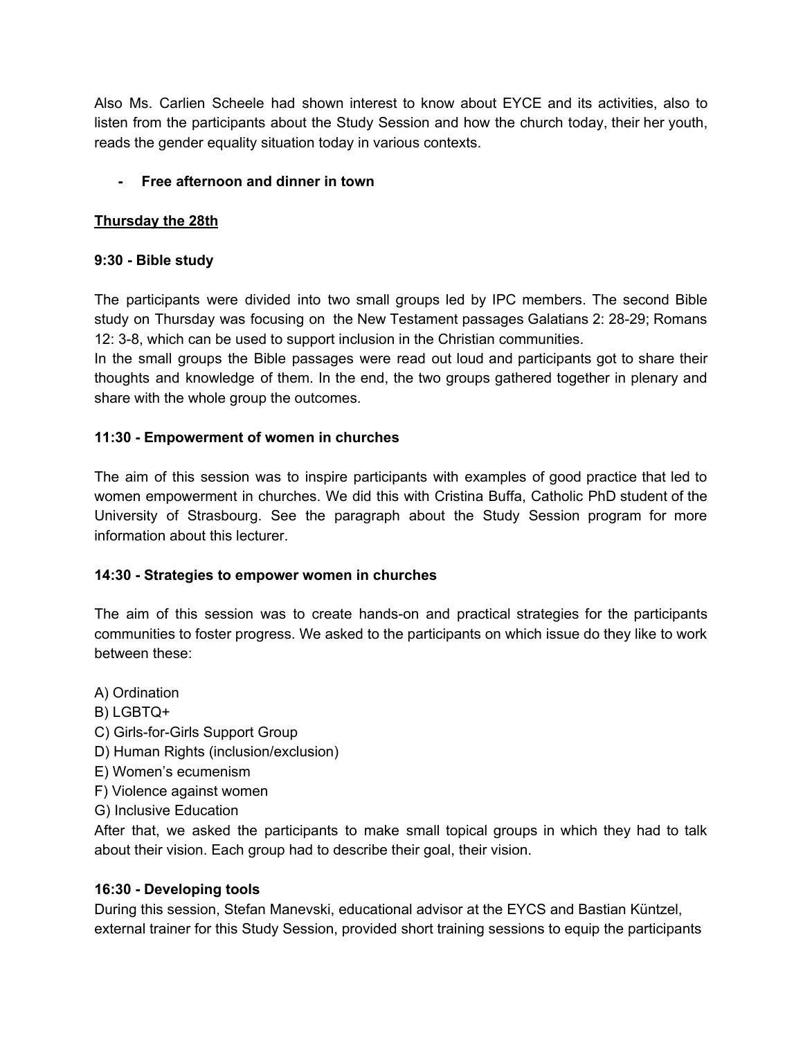Also Ms. Carlien Scheele had shown interest to know about EYCE and its activities, also to listen from the participants about the Study Session and how the church today, their her youth, reads the gender equality situation today in various contexts.

- **Free afternoon and dinner in town**

**<u>Thursday the 28th</u>**

**9:30 - Bible study**

The participants were divided into two small groups led by IPC members. The second Bible study on Thursday was focusing on the New Testament passages Galatians 2: 28-29; Romans 12: 3-8, which can be used to support inclusion in the Christian communities.
In the small groups the Bible passages were read out loud and participants got to share their thoughts and knowledge of them. In the end, the two groups gathered together in plenary and share with the whole group the outcomes.

**11:30 - Empowerment of women in churches**

The aim of this session was to inspire participants with examples of good practice that led to women empowerment in churches. We did this with Cristina Buffa, Catholic PhD student of the University of Strasbourg. See the paragraph about the Study Session program for more information about this lecturer.

**14:30 - Strategies to empower women in churches**

The aim of this session was to create hands-on and practical strategies for the participants communities to foster progress. We asked to the participants on which issue do they like to work between these:

A) Ordination
B) LGBTQ+
C) Girls-for-Girls Support Group
D) Human Rights (inclusion/exclusion)
E) Women's ecumenism
F) Violence against women
G) Inclusive Education
After that, we asked the participants to make small topical groups in which they had to talk about their vision. Each group had to describe their goal, their vision.

**16:30 - Developing tools**
During this session, Stefan Manevski, educational advisor at the EYCS and Bastian Küntzel, external trainer for this Study Session, provided short training sessions to equip the participants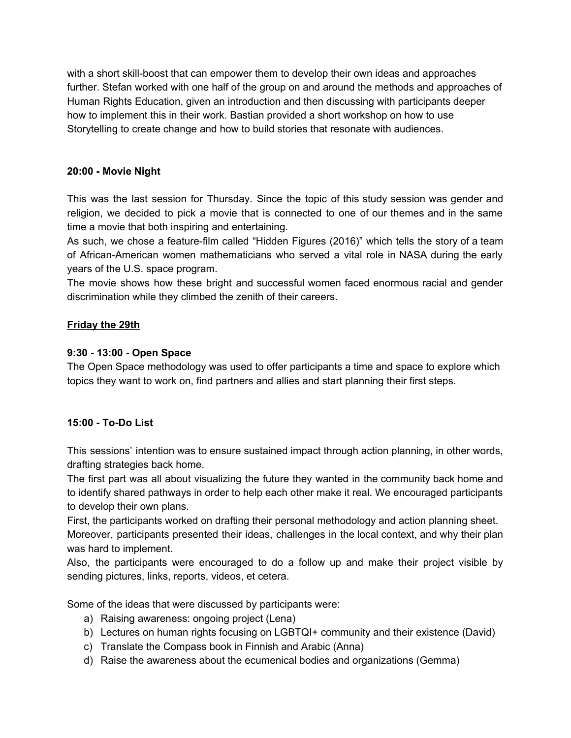with a short skill-boost that can empower them to develop their own ideas and approaches further. Stefan worked with one half of the group on and around the methods and approaches of Human Rights Education, given an introduction and then discussing with participants deeper how to implement this in their work. Bastian provided a short workshop on how to use Storytelling to create change and how to build stories that resonate with audiences.

**20:00 - Movie Night**

This was the last session for Thursday. Since the topic of this study session was gender and religion, we decided to pick a movie that is connected to one of our themes and in the same time a movie that both inspiring and entertaining.

As such, we chose a feature-film called "Hidden Figures (2016)" which tells the story of a team of African-American women mathematicians who served a vital role in NASA during the early years of the U.S. space program.

The movie shows how these bright and successful women faced enormous racial and gender discrimination while they climbed the zenith of their careers.

**Friday the 29th**

**9:30 - 13:00 - Open Space**

The Open Space methodology was used to offer participants a time and space to explore which topics they want to work on, find partners and allies and start planning their first steps.

**15:00 - To-Do List**

This sessions' intention was to ensure sustained impact through action planning, in other words, drafting strategies back home.

The first part was all about visualizing the future they wanted in the community back home and to identify shared pathways in order to help each other make it real. We encouraged participants to develop their own plans.

First, the participants worked on drafting their personal methodology and action planning sheet.

Moreover, participants presented their ideas, challenges in the local context, and why their plan was hard to implement.

Also, the participants were encouraged to do a follow up and make their project visible by sending pictures, links, reports, videos, et cetera.

Some of the ideas that were discussed by participants were:

a) Raising awareness: ongoing project (Lena)
b) Lectures on human rights focusing on LGBTQI+ community and their existence (David)
c) Translate the Compass book in Finnish and Arabic (Anna)
d) Raise the awareness about the ecumenical bodies and organizations (Gemma)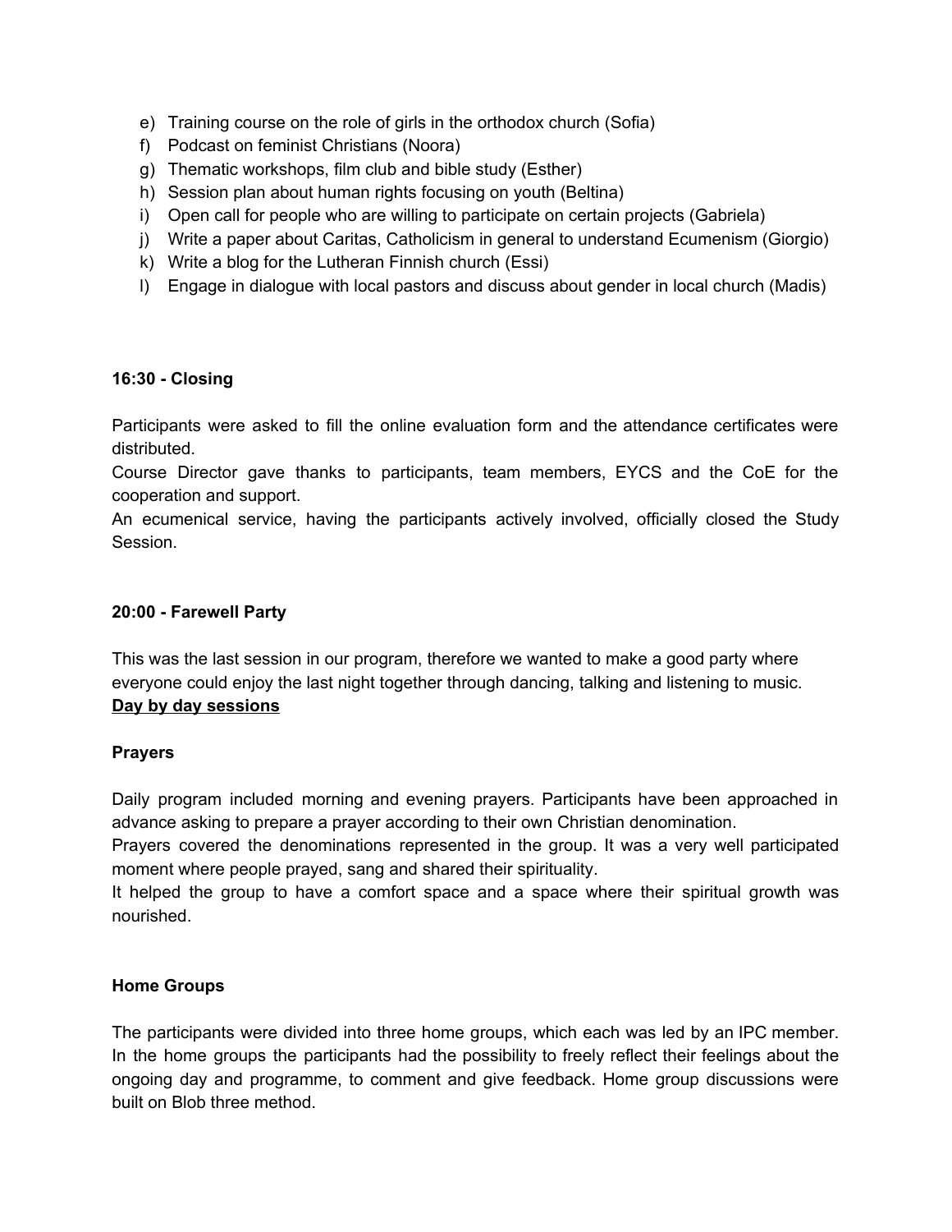e) Training course on the role of girls in the orthodox church (Sofia)
f) Podcast on feminist Christians (Noora)
g) Thematic workshops, film club and bible study (Esther)
h) Session plan about human rights focusing on youth (Beltina)
i) Open call for people who are willing to participate on certain projects (Gabriela)
j) Write a paper about Caritas, Catholicism in general to understand Ecumenism (Giorgio)
k) Write a blog for the Lutheran Finnish church (Essi)
l) Engage in dialogue with local pastors and discuss about gender in local church (Madis)

**16:30 - Closing**

Participants were asked to fill the online evaluation form and the attendance certificates were distributed.
Course Director gave thanks to participants, team members, EYCS and the CoE for the cooperation and support.
An ecumenical service, having the participants actively involved, officially closed the Study Session.

**20:00 - Farewell Party**

This was the last session in our program, therefore we wanted to make a good party where everyone could enjoy the last night together through dancing, talking and listening to music.

**<u>Day by day sessions</u>**

**Prayers**

Daily program included morning and evening prayers. Participants have been approached in advance asking to prepare a prayer according to their own Christian denomination.
Prayers covered the denominations represented in the group. It was a very well participated moment where people prayed, sang and shared their spirituality.
It helped the group to have a comfort space and a space where their spiritual growth was nourished.

**Home Groups**

The participants were divided into three home groups, which each was led by an IPC member. In the home groups the participants had the possibility to freely reflect their feelings about the ongoing day and programme, to comment and give feedback. Home group discussions were built on Blob three method.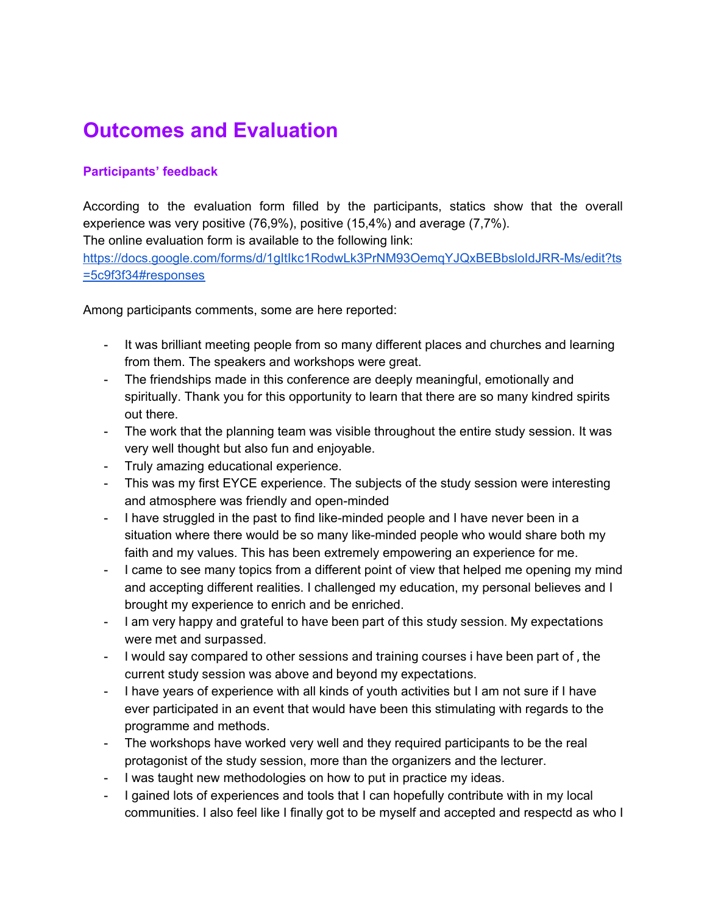# Outcomes and Evaluation

### Participants' feedback

According to the evaluation form filled by the participants, statics show that the overall experience was very positive (76,9%), positive (15,4%) and average (7,7%).
The online evaluation form is available to the following link:
https://docs.google.com/forms/d/1gItIkc1RodwLk3PrNM93OemqYJQxBEBbsloIdJRR-Ms/edit?ts=5c9f3f34#responses

Among participants comments, some are here reported:

- It was brilliant meeting people from so many different places and churches and learning from them. The speakers and workshops were great.
- The friendships made in this conference are deeply meaningful, emotionally and spiritually. Thank you for this opportunity to learn that there are so many kindred spirits out there.
- The work that the planning team was visible throughout the entire study session. It was very well thought but also fun and enjoyable.
- Truly amazing educational experience.
- This was my first EYCE experience. The subjects of the study session were interesting and atmosphere was friendly and open-minded
- I have struggled in the past to find like-minded people and I have never been in a situation where there would be so many like-minded people who would share both my faith and my values. This has been extremely empowering an experience for me.
- I came to see many topics from a different point of view that helped me opening my mind and accepting different realities. I challenged my education, my personal believes and I brought my experience to enrich and be enriched.
- I am very happy and grateful to have been part of this study session. My expectations were met and surpassed.
- I would say compared to other sessions and training courses i have been part of , the current study session was above and beyond my expectations.
- I have years of experience with all kinds of youth activities but I am not sure if I have ever participated in an event that would have been this stimulating with regards to the programme and methods.
- The workshops have worked very well and they required participants to be the real protagonist of the study session, more than the organizers and the lecturer.
- I was taught new methodologies on how to put in practice my ideas.
- I gained lots of experiences and tools that I can hopefully contribute with in my local communities. I also feel like I finally got to be myself and accepted and respectd as who I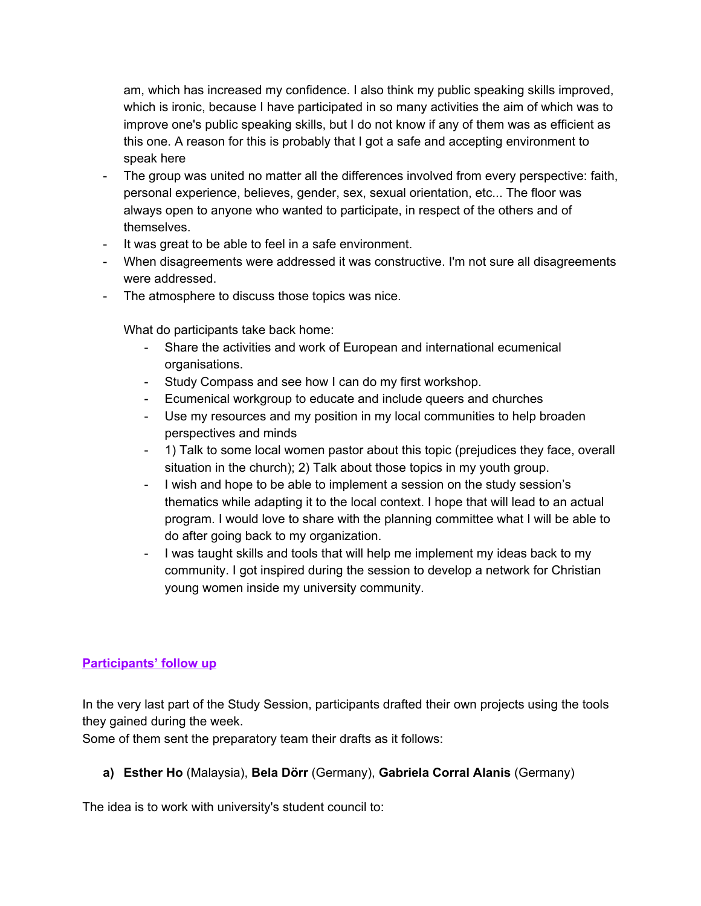am, which has increased my confidence. I also think my public speaking skills improved, which is ironic, because I have participated in so many activities the aim of which was to improve one's public speaking skills, but I do not know if any of them was as efficient as this one. A reason for this is probably that I got a safe and accepting environment to speak here

- The group was united no matter all the differences involved from every perspective: faith, personal experience, believes, gender, sex, sexual orientation, etc... The floor was always open to anyone who wanted to participate, in respect of the others and of themselves.
- It was great to be able to feel in a safe environment.
- When disagreements were addressed it was constructive. I'm not sure all disagreements were addressed.
- The atmosphere to discuss those topics was nice.

What do participants take back home:

- Share the activities and work of European and international ecumenical organisations.
- Study Compass and see how I can do my first workshop.
- Ecumenical workgroup to educate and include queers and churches
- Use my resources and my position in my local communities to help broaden perspectives and minds
- 1) Talk to some local women pastor about this topic (prejudices they face, overall situation in the church); 2) Talk about those topics in my youth group.
- I wish and hope to be able to implement a session on the study session's thematics while adapting it to the local context. I hope that will lead to an actual program. I would love to share with the planning committee what I will be able to do after going back to my organization.
- I was taught skills and tools that will help me implement my ideas back to my community. I got inspired during the session to develop a network for Christian young women inside my university community.

## Participants' follow up

In the very last part of the Study Session, participants drafted their own projects using the tools they gained during the week.
Some of them sent the preparatory team their drafts as it follows:

**a) Esther Ho** (Malaysia), **Bela Dörr** (Germany), **Gabriela Corral Alanis** (Germany)

The idea is to work with university's student council to: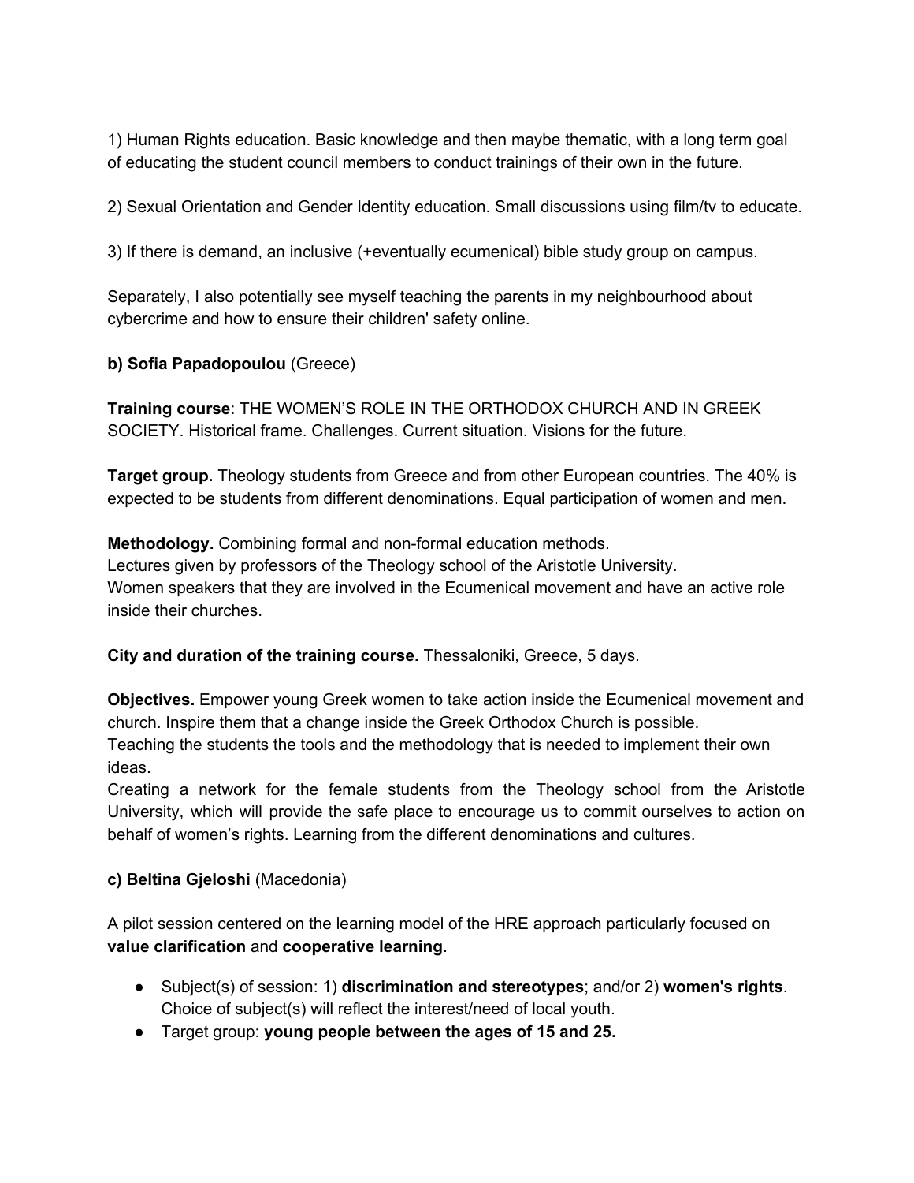1) Human Rights education. Basic knowledge and then maybe thematic, with a long term goal of educating the student council members to conduct trainings of their own in the future.

2) Sexual Orientation and Gender Identity education. Small discussions using film/tv to educate.

3) If there is demand, an inclusive (+eventually ecumenical) bible study group on campus.

Separately, I also potentially see myself teaching the parents in my neighbourhood about cybercrime and how to ensure their children' safety online.

**b) Sofia Papadopoulou** (Greece)

**Training course**: THE WOMEN'S ROLE IN THE ORTHODOX CHURCH AND IN GREEK SOCIETY. Historical frame. Challenges. Current situation. Visions for the future.

**Target group.** Theology students from Greece and from other European countries. The 40% is expected to be students from different denominations. Equal participation of women and men.

**Methodology.** Combining formal and non-formal education methods.
Lectures given by professors of the Theology school of the Aristotle University.
Women speakers that they are involved in the Ecumenical movement and have an active role inside their churches.

**City and duration of the training course.** Thessaloniki, Greece, 5 days.

**Objectives.** Empower young Greek women to take action inside the Ecumenical movement and church. Inspire them that a change inside the Greek Orthodox Church is possible.
Teaching the students the tools and the methodology that is needed to implement their own ideas.
Creating a network for the female students from the Theology school from the Aristotle University, which will provide the safe place to encourage us to commit ourselves to action on behalf of women's rights. Learning from the different denominations and cultures.

**c) Beltina Gjeloshi** (Macedonia)

A pilot session centered on the learning model of the HRE approach particularly focused on **value clarification** and **cooperative learning**.

- Subject(s) of session: 1) **discrimination and stereotypes**; and/or 2) **women's rights**. Choice of subject(s) will reflect the interest/need of local youth.
- Target group: **young people between the ages of 15 and 25.**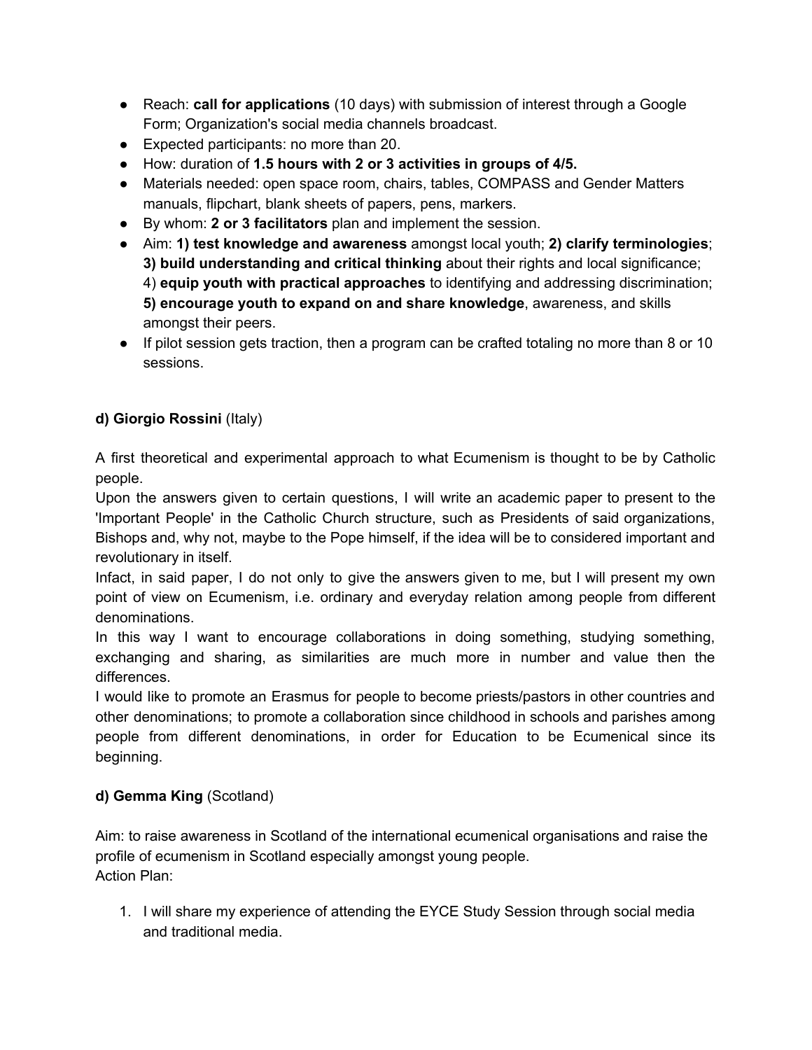- Reach: **call for applications** (10 days) with submission of interest through a Google Form; Organization's social media channels broadcast.
- Expected participants: no more than 20.
- How: duration of **1.5 hours with 2 or 3 activities in groups of 4/5.**
- Materials needed: open space room, chairs, tables, COMPASS and Gender Matters manuals, flipchart, blank sheets of papers, pens, markers.
- By whom: **2 or 3 facilitators** plan and implement the session.
- Aim: **1) test knowledge and awareness** amongst local youth; **2) clarify terminologies**; **3) build understanding and critical thinking** about their rights and local significance; 4) **equip youth with practical approaches** to identifying and addressing discrimination; **5) encourage youth to expand on and share knowledge**, awareness, and skills amongst their peers.
- If pilot session gets traction, then a program can be crafted totaling no more than 8 or 10 sessions.

**d) Giorgio Rossini** (Italy)

A first theoretical and experimental approach to what Ecumenism is thought to be by Catholic people.
Upon the answers given to certain questions, I will write an academic paper to present to the 'Important People' in the Catholic Church structure, such as Presidents of said organizations, Bishops and, why not, maybe to the Pope himself, if the idea will be to considered important and revolutionary in itself.
Infact, in said paper, I do not only to give the answers given to me, but I will present my own point of view on Ecumenism, i.e. ordinary and everyday relation among people from different denominations.
In this way I want to encourage collaborations in doing something, studying something, exchanging and sharing, as similarities are much more in number and value then the differences.
I would like to promote an Erasmus for people to become priests/pastors in other countries and other denominations; to promote a collaboration since childhood in schools and parishes among people from different denominations, in order for Education to be Ecumenical since its beginning.

**d) Gemma King** (Scotland)

Aim: to raise awareness in Scotland of the international ecumenical organisations and raise the profile of ecumenism in Scotland especially amongst young people.
Action Plan:

1. I will share my experience of attending the EYCE Study Session through social media and traditional media.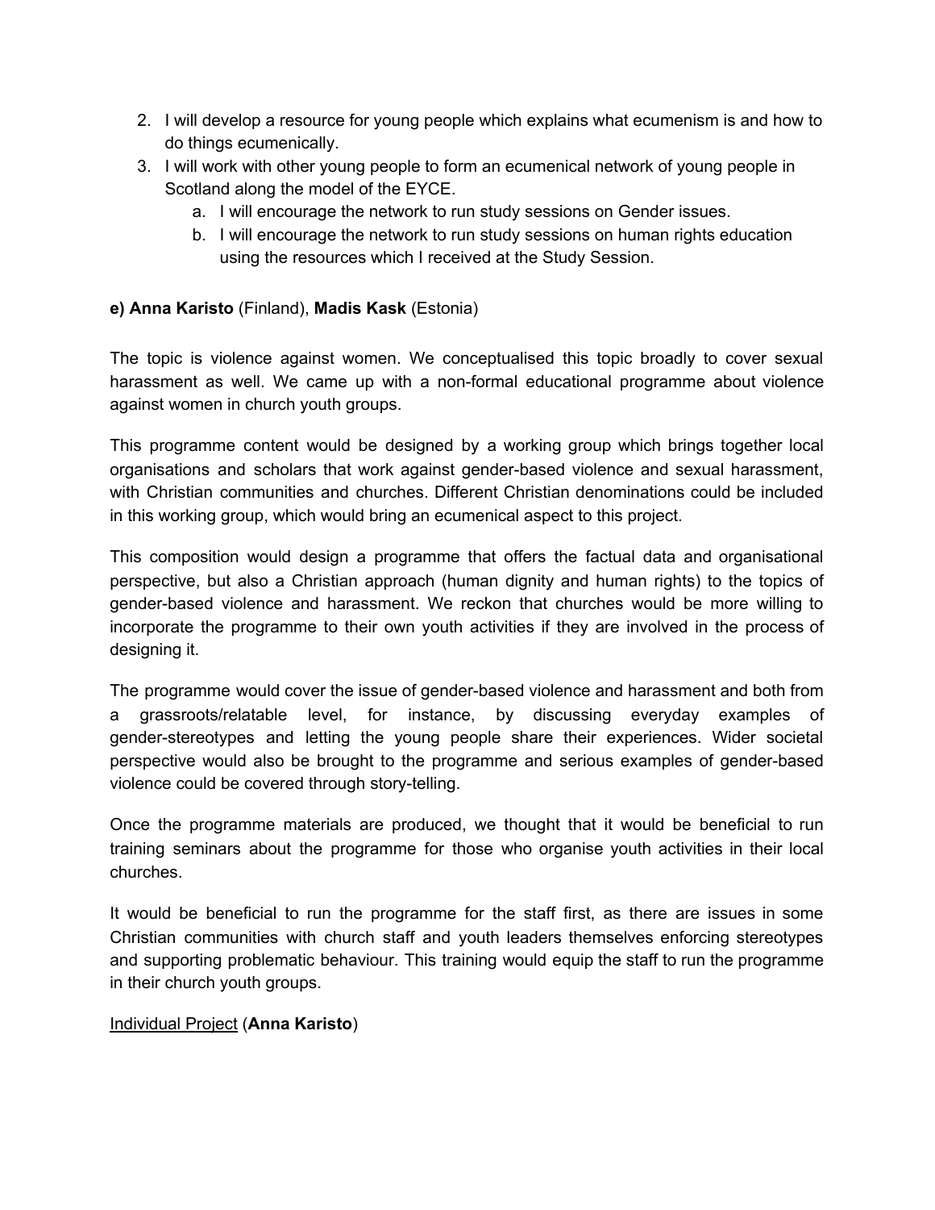2. I will develop a resource for young people which explains what ecumenism is and how to do things ecumenically.
3. I will work with other young people to form an ecumenical network of young people in Scotland along the model of the EYCE.
    a. I will encourage the network to run study sessions on Gender issues.
    b. I will encourage the network to run study sessions on human rights education using the resources which I received at the Study Session.

**e) Anna Karisto** (Finland), **Madis Kask** (Estonia)

The topic is violence against women. We conceptualised this topic broadly to cover sexual harassment as well. We came up with a non-formal educational programme about violence against women in church youth groups.

This programme content would be designed by a working group which brings together local organisations and scholars that work against gender-based violence and sexual harassment, with Christian communities and churches. Different Christian denominations could be included in this working group, which would bring an ecumenical aspect to this project.

This composition would design a programme that offers the factual data and organisational perspective, but also a Christian approach (human dignity and human rights) to the topics of gender-based violence and harassment. We reckon that churches would be more willing to incorporate the programme to their own youth activities if they are involved in the process of designing it.

The programme would cover the issue of gender-based violence and harassment and both from a grassroots/relatable level, for instance, by discussing everyday examples of gender-stereotypes and letting the young people share their experiences. Wider societal perspective would also be brought to the programme and serious examples of gender-based violence could be covered through story-telling.

Once the programme materials are produced, we thought that it would be beneficial to run training seminars about the programme for those who organise youth activities in their local churches.

It would be beneficial to run the programme for the staff first, as there are issues in some Christian communities with church staff and youth leaders themselves enforcing stereotypes and supporting problematic behaviour. This training would equip the staff to run the programme in their church youth groups.

<u>Individual Project</u> (**Anna Karisto**)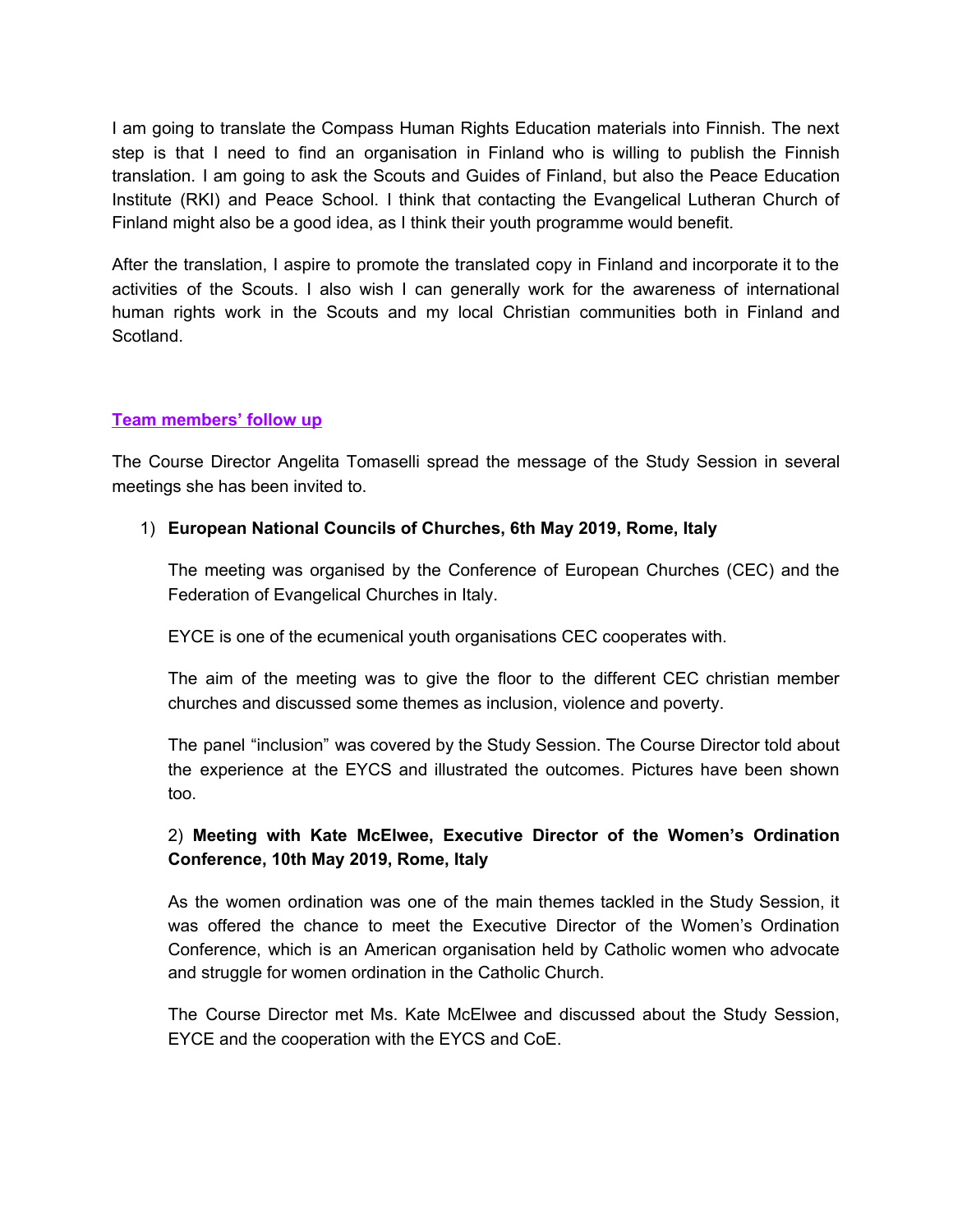I am going to translate the Compass Human Rights Education materials into Finnish. The next step is that I need to find an organisation in Finland who is willing to publish the Finnish translation. I am going to ask the Scouts and Guides of Finland, but also the Peace Education Institute (RKI) and Peace School. I think that contacting the Evangelical Lutheran Church of Finland might also be a good idea, as I think their youth programme would benefit.

After the translation, I aspire to promote the translated copy in Finland and incorporate it to the activities of the Scouts. I also wish I can generally work for the awareness of international human rights work in the Scouts and my local Christian communities both in Finland and Scotland.

## Team members' follow up

The Course Director Angelita Tomaselli spread the message of the Study Session in several meetings she has been invited to.

1) **European National Councils of Churches, 6th May 2019, Rome, Italy**

   The meeting was organised by the Conference of European Churches (CEC) and the Federation of Evangelical Churches in Italy.

   EYCE is one of the ecumenical youth organisations CEC cooperates with.

   The aim of the meeting was to give the floor to the different CEC christian member churches and discussed some themes as inclusion, violence and poverty.

   The panel "inclusion" was covered by the Study Session. The Course Director told about the experience at the EYCS and illustrated the outcomes. Pictures have been shown too.

2) **Meeting with Kate McElwee, Executive Director of the Women's Ordination Conference, 10th May 2019, Rome, Italy**

   As the women ordination was one of the main themes tackled in the Study Session, it was offered the chance to meet the Executive Director of the Women's Ordination Conference, which is an American organisation held by Catholic women who advocate and struggle for women ordination in the Catholic Church.

   The Course Director met Ms. Kate McElwee and discussed about the Study Session, EYCE and the cooperation with the EYCS and CoE.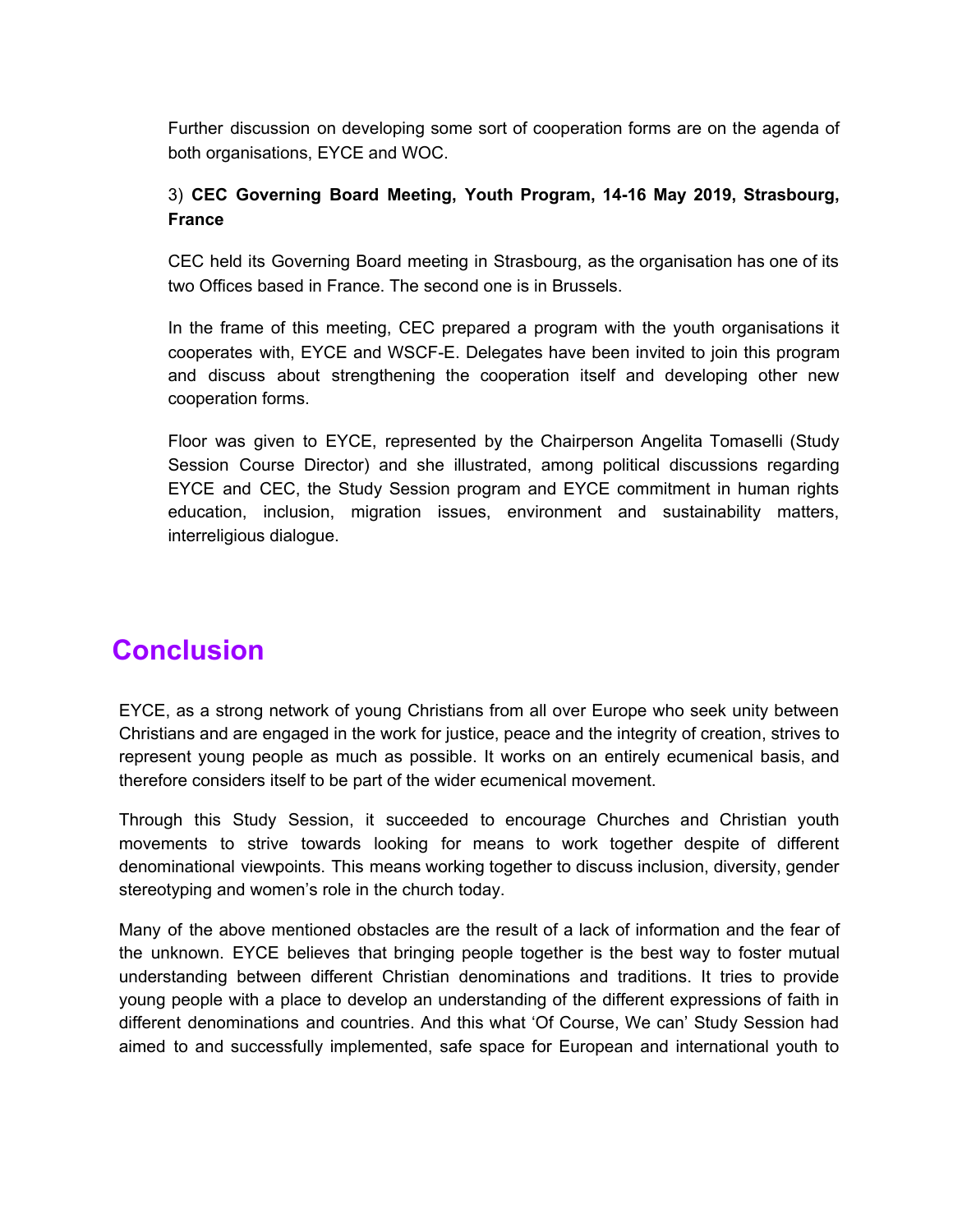Further discussion on developing some sort of cooperation forms are on the agenda of both organisations, EYCE and WOC.

3) **CEC Governing Board Meeting, Youth Program, 14-16 May 2019, Strasbourg, France**

CEC held its Governing Board meeting in Strasbourg, as the organisation has one of its two Offices based in France. The second one is in Brussels.

In the frame of this meeting, CEC prepared a program with the youth organisations it cooperates with, EYCE and WSCF-E. Delegates have been invited to join this program and discuss about strengthening the cooperation itself and developing other new cooperation forms.

Floor was given to EYCE, represented by the Chairperson Angelita Tomaselli (Study Session Course Director) and she illustrated, among political discussions regarding EYCE and CEC, the Study Session program and EYCE commitment in human rights education, inclusion, migration issues, environment and sustainability matters, interreligious dialogue.

# Conclusion

EYCE, as a strong network of young Christians from all over Europe who seek unity between Christians and are engaged in the work for justice, peace and the integrity of creation, strives to represent young people as much as possible. It works on an entirely ecumenical basis, and therefore considers itself to be part of the wider ecumenical movement.

Through this Study Session, it succeeded to encourage Churches and Christian youth movements to strive towards looking for means to work together despite of different denominational viewpoints. This means working together to discuss inclusion, diversity, gender stereotyping and women's role in the church today.

Many of the above mentioned obstacles are the result of a lack of information and the fear of the unknown. EYCE believes that bringing people together is the best way to foster mutual understanding between different Christian denominations and traditions. It tries to provide young people with a place to develop an understanding of the different expressions of faith in different denominations and countries. And this what 'Of Course, We can' Study Session had aimed to and successfully implemented, safe space for European and international youth to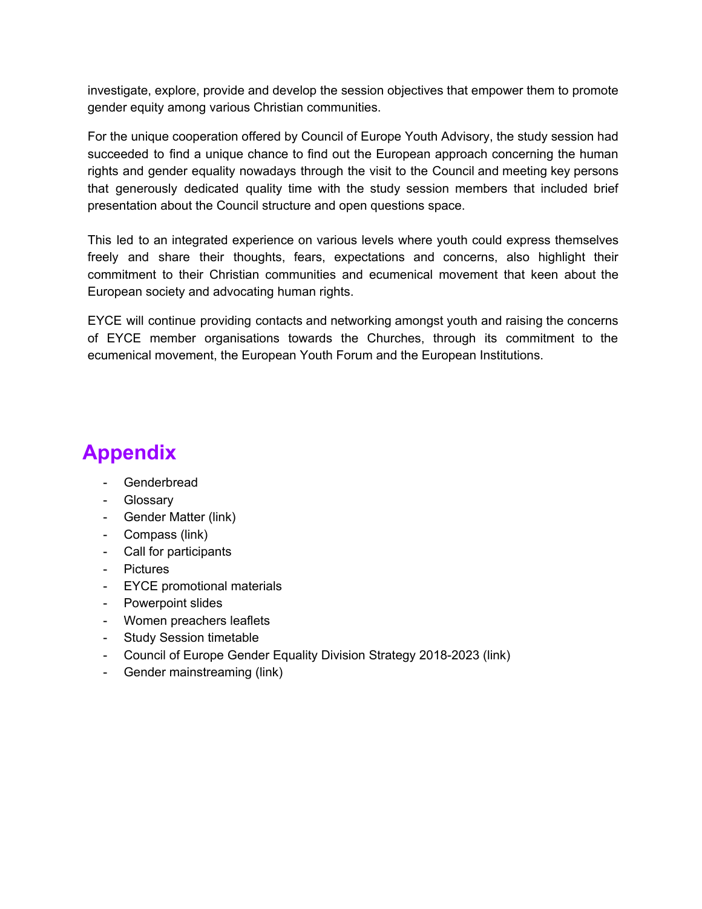investigate, explore, provide and develop the session objectives that empower them to promote gender equity among various Christian communities.

For the unique cooperation offered by Council of Europe Youth Advisory, the study session had succeeded to find a unique chance to find out the European approach concerning the human rights and gender equality nowadays through the visit to the Council and meeting key persons that generously dedicated quality time with the study session members that included brief presentation about the Council structure and open questions space.

This led to an integrated experience on various levels where youth could express themselves freely and share their thoughts, fears, expectations and concerns, also highlight their commitment to their Christian communities and ecumenical movement that keen about the European society and advocating human rights.

EYCE will continue providing contacts and networking amongst youth and raising the concerns of EYCE member organisations towards the Churches, through its commitment to the ecumenical movement, the European Youth Forum and the European Institutions.

# Appendix

- Genderbread
- Glossary
- Gender Matter (link)
- Compass (link)
- Call for participants
- Pictures
- EYCE promotional materials
- Powerpoint slides
- Women preachers leaflets
- Study Session timetable
- Council of Europe Gender Equality Division Strategy 2018-2023 (link)
- Gender mainstreaming (link)